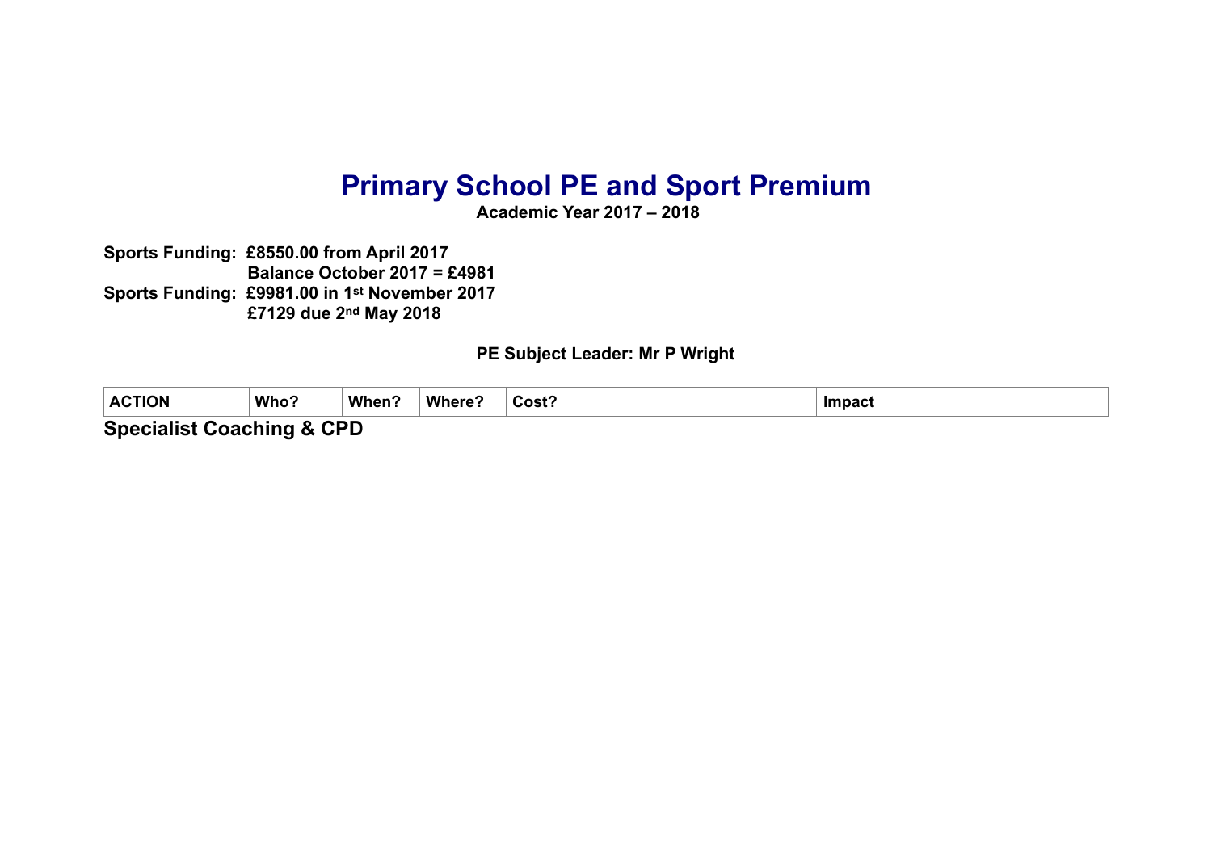# Primary School PE and Sport Premium

**Academic Year 2017 – 2018**

**Sports Funding: £8550.00 from April 2017**
**Balance October 2017 = £4981**
**Sports Funding: £9981.00 in 1st November 2017**
**£7129 due 2nd May 2018**

**PE Subject Leader: Mr P Wright**

| ACTION | Who? | When? | Where? | Cost? | Impact |
|---|---|---|---|---|---|

## Specialist Coaching & CPD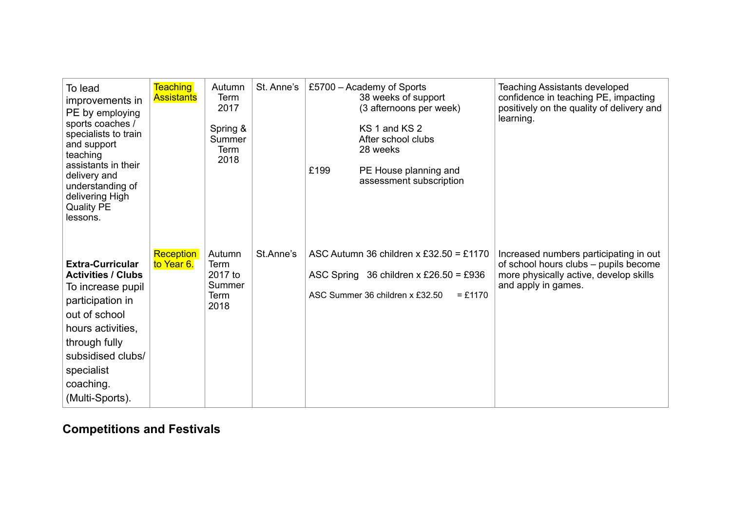| To lead improvements in PE by employing sports coaches / specialists to train and support teaching assistants in their delivery and understanding of delivering High Quality PE lessons. | Teaching Assistants | Autumn Term 2017<br><br>Spring & Summer Term 2018 | St. Anne's | £5700 – Academy of Sports<br>38 weeks of support<br>(3 afternoons per week)<br><br>KS 1 and KS 2<br>After school clubs<br>28 weeks<br><br>£199 PE House planning and assessment subscription | Teaching Assistants developed confidence in teaching PE, impacting positively on the quality of delivery and learning. |
|---|---|---|---|---|---|
| **Extra-Curricular Activities / Clubs** To increase pupil participation in out of school hours activities, through fully subsidised clubs/ specialist coaching. (Multi-Sports). | Reception to Year 6. | Autumn Term 2017 to Summer Term 2018 | St.Anne's | ASC Autumn 36 children x £32.50 = £1170<br><br>ASC Spring 36 children x £26.50 = £936<br><br>ASC Summer 36 children x £32.50 = £1170 | Increased numbers participating in out of school hours clubs – pupils become more physically active, develop skills and apply in games. |

## Competitions and Festivals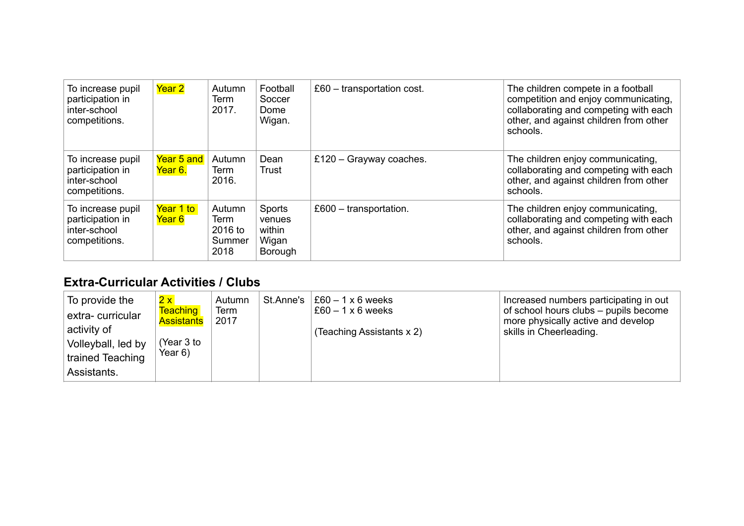| | | | | | |
|---|---|---|---|---|---|
| To increase pupil participation in inter-school competitions. | Year 2 | Autumn Term 2017. | Football Soccer Dome Wigan. | £60 – transportation cost. | The children compete in a football competition and enjoy communicating, collaborating and competing with each other, and against children from other schools. |
| To increase pupil participation in inter-school competitions. | Year 5 and Year 6. | Autumn Term 2016. | Dean Trust | £120 – Grayway coaches. | The children enjoy communicating, collaborating and competing with each other, and against children from other schools. |
| To increase pupil participation in inter-school competitions. | Year 1 to Year 6 | Autumn Term 2016 to Summer 2018 | Sports venues within Wigan Borough | £600 – transportation. | The children enjoy communicating, collaborating and competing with each other, and against children from other schools. |

## Extra-Curricular Activities / Clubs

| | | | | | |
|---|---|---|---|---|---|
| To provide the extra- curricular activity of Volleyball, led by trained Teaching Assistants. | 2 x Teaching Assistants<br><br>(Year 3 to Year 6) | Autumn Term 2017 | St.Anne's | £60 – 1 x 6 weeks<br>£60 – 1 x 6 weeks<br><br>(Teaching Assistants x 2) | Increased numbers participating in out of school hours clubs – pupils become more physically active and develop skills in Cheerleading. |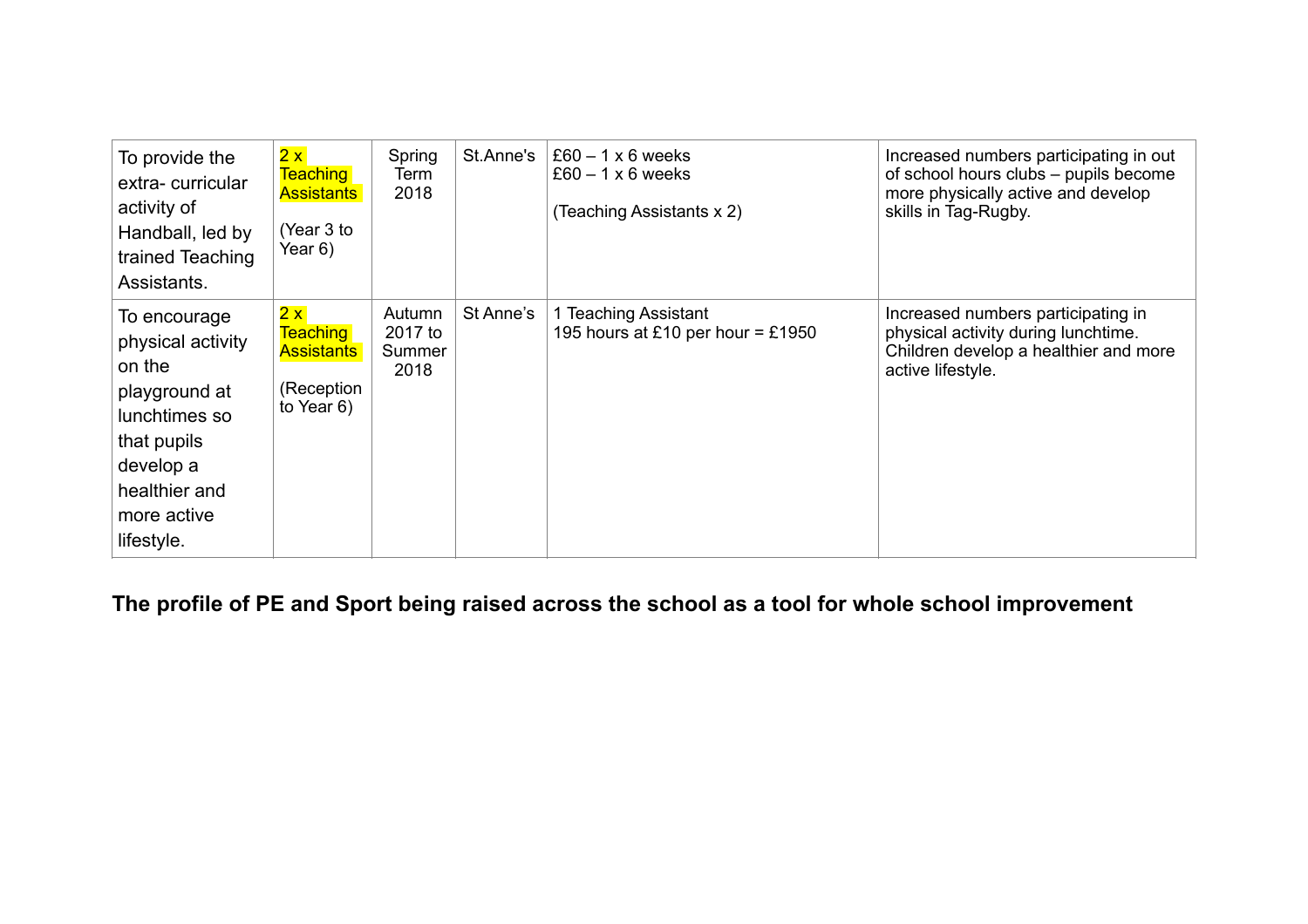| To provide the extra- curricular activity of Handball, led by trained Teaching Assistants. | 2 x Teaching Assistants<br><br>(Year 3 to Year 6) | Spring Term 2018 | St.Anne's | £60 – 1 x 6 weeks<br>£60 – 1 x 6 weeks<br><br>(Teaching Assistants x 2) | Increased numbers participating in out of school hours clubs – pupils become more physically active and develop skills in Tag-Rugby. |
|---|---|---|---|---|---|
| To encourage physical activity on the playground at lunchtimes so that pupils develop a healthier and more active lifestyle. | 2 x Teaching Assistants<br><br>(Reception to Year 6) | Autumn 2017 to Summer 2018 | St Anne's | 1 Teaching Assistant<br>195 hours at £10 per hour = £1950 | Increased numbers participating in physical activity during lunchtime. Children develop a healthier and more active lifestyle. |

**The profile of PE and Sport being raised across the school as a tool for whole school improvement**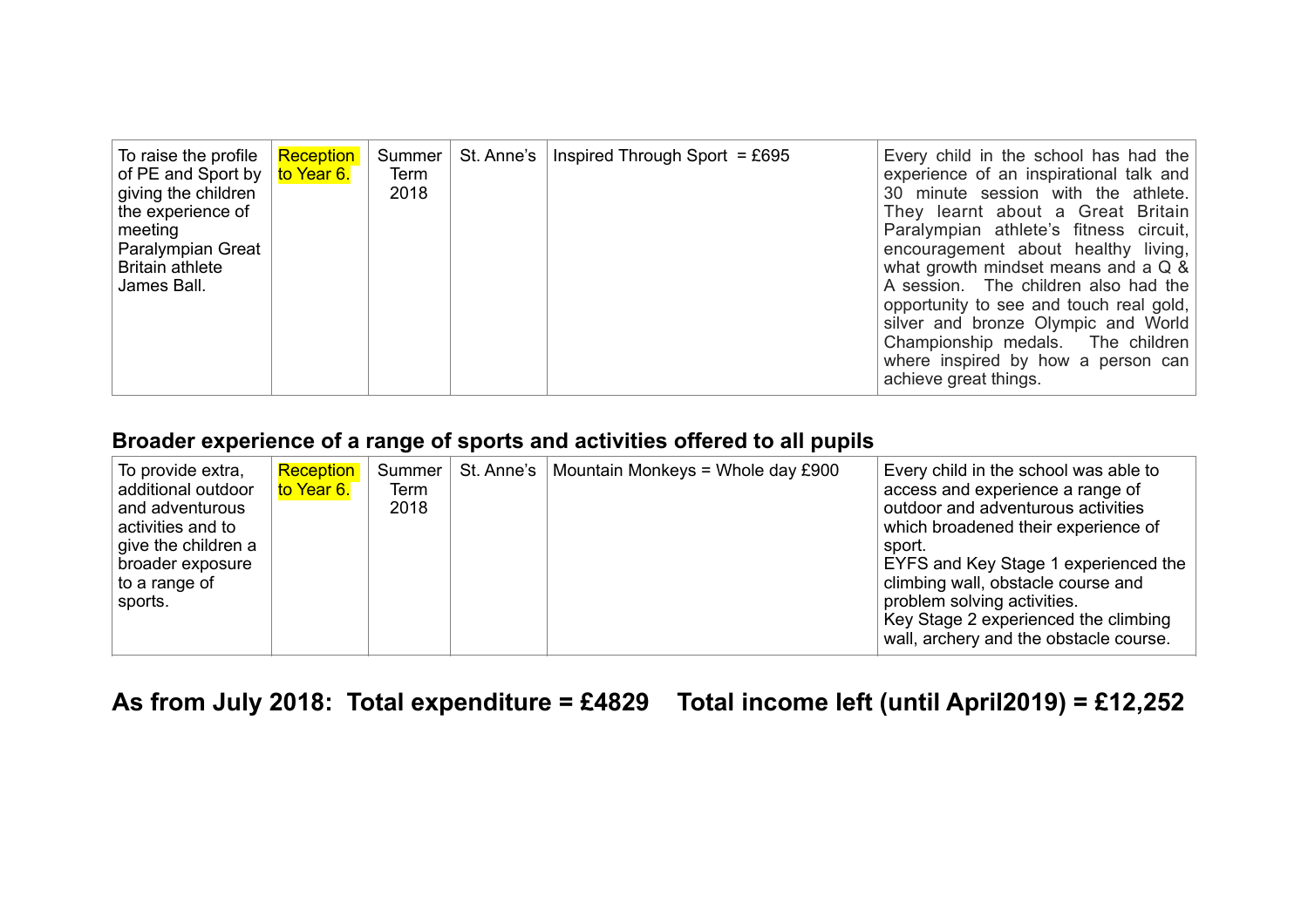| | | | | | |
|---|---|---|---|---|---|
| To raise the profile of PE and Sport by giving the children the experience of meeting Paralympian Great Britain athlete James Ball. | Reception to Year 6. | Summer Term 2018 | St. Anne's | Inspired Through Sport = £695 | Every child in the school has had the experience of an inspirational talk and 30 minute session with the athlete. They learnt about a Great Britain Paralympian athlete's fitness circuit, encouragement about healthy living, what growth mindset means and a Q & A session. The children also had the opportunity to see and touch real gold, silver and bronze Olympic and World Championship medals. The children where inspired by how a person can achieve great things. |

### Broader experience of a range of sports and activities offered to all pupils

| | | | | | |
|---|---|---|---|---|---|
| To provide extra, additional outdoor and adventurous activities and to give the children a broader exposure to a range of sports. | Reception to Year 6. | Summer Term 2018 | St. Anne's | Mountain Monkeys = Whole day £900 | Every child in the school was able to access and experience a range of outdoor and adventurous activities which broadened their experience of sport.<br>EYFS and Key Stage 1 experienced the climbing wall, obstacle course and problem solving activities.<br>Key Stage 2 experienced the climbing wall, archery and the obstacle course. |

## As from July 2018: Total expenditure = £4829 Total income left (until April2019) = £12,252